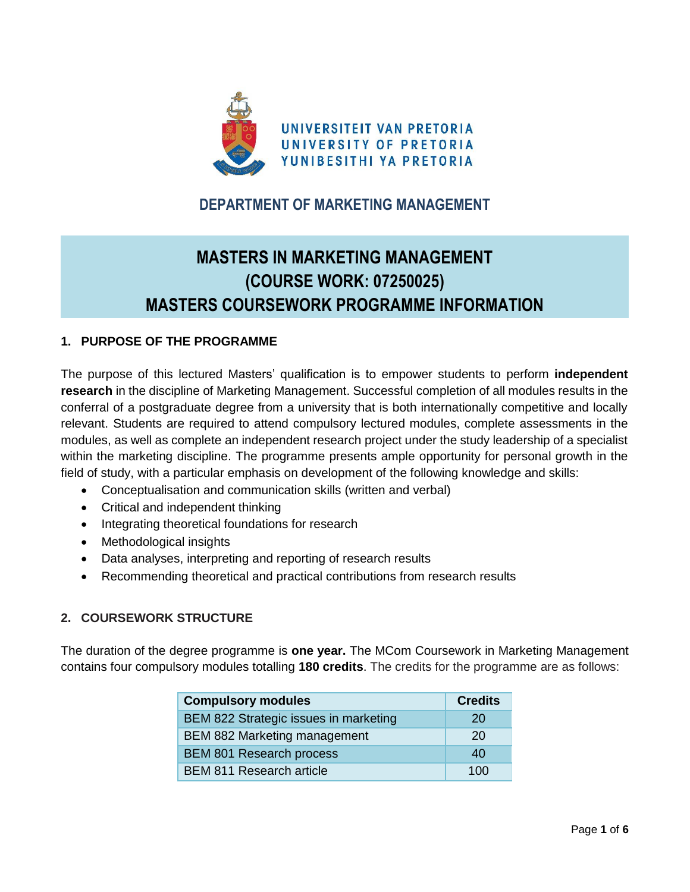UNIVERSITEIT VAN PRETORIA
UNIVERSITY OF PRETORIA
YUNIBESITHI YA PRETORIA

## DEPARTMENT OF MARKETING MANAGEMENT

# MASTERS IN MARKETING MANAGEMENT (COURSE WORK: 07250025) MASTERS COURSEWORK PROGRAMME INFORMATION

### 1. PURPOSE OF THE PROGRAMME

The purpose of this lectured Masters' qualification is to empower students to perform **independent research** in the discipline of Marketing Management. Successful completion of all modules results in the conferral of a postgraduate degree from a university that is both internationally competitive and locally relevant. Students are required to attend compulsory lectured modules, complete assessments in the modules, as well as complete an independent research project under the study leadership of a specialist within the marketing discipline. The programme presents ample opportunity for personal growth in the field of study, with a particular emphasis on development of the following knowledge and skills:

- Conceptualisation and communication skills (written and verbal)
- Critical and independent thinking
- Integrating theoretical foundations for research
- Methodological insights
- Data analyses, interpreting and reporting of research results
- Recommending theoretical and practical contributions from research results

### 2. COURSEWORK STRUCTURE

The duration of the degree programme is **one year.** The MCom Coursework in Marketing Management contains four compulsory modules totalling **180 credits**. The credits for the programme are as follows:

| Compulsory modules | Credits |
|---|---|
| BEM 822 Strategic issues in marketing | 20 |
| BEM 882 Marketing management | 20 |
| BEM 801 Research process | 40 |
| BEM 811 Research article | 100 |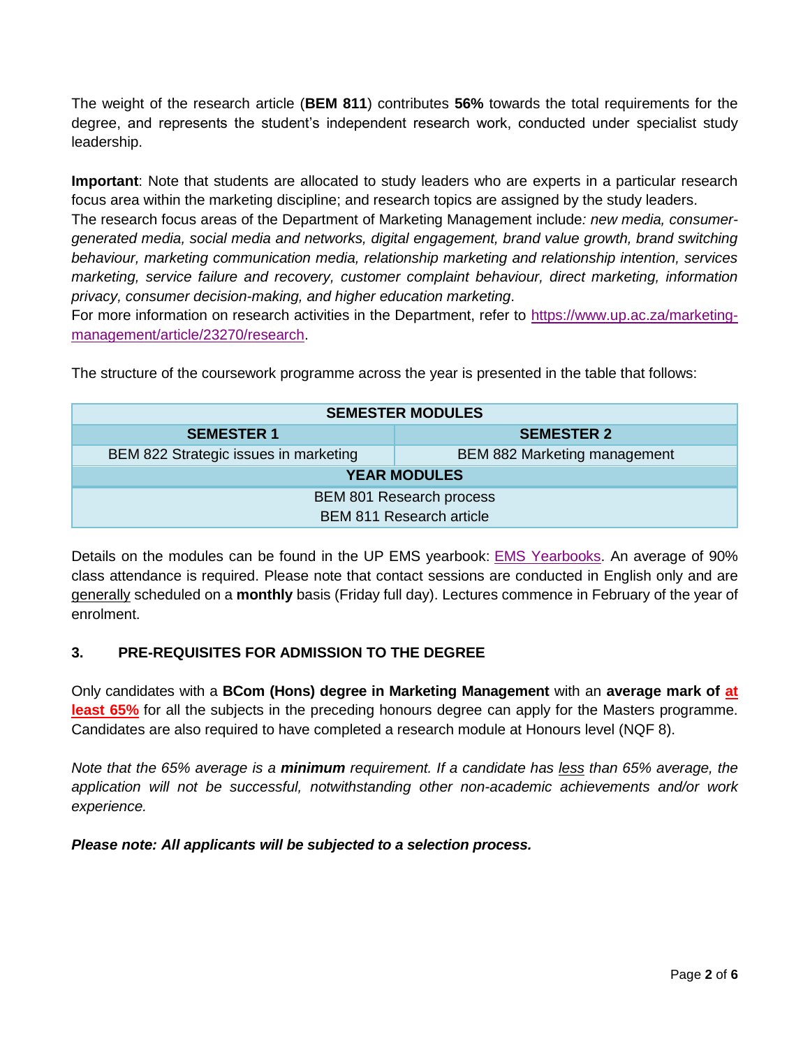The weight of the research article (**BEM 811**) contributes **56%** towards the total requirements for the degree, and represents the student's independent research work, conducted under specialist study leadership.

**Important**: Note that students are allocated to study leaders who are experts in a particular research focus area within the marketing discipline; and research topics are assigned by the study leaders.
The research focus areas of the Department of Marketing Management include*: new media, consumer-generated media, social media and networks, digital engagement, brand value growth, brand switching behaviour, marketing communication media, relationship marketing and relationship intention, services marketing, service failure and recovery, customer complaint behaviour, direct marketing, information privacy, consumer decision-making, and higher education marketing*.
For more information on research activities in the Department, refer to [https://www.up.ac.za/marketing-management/article/23270/research](https://www.up.ac.za/marketing-management/article/23270/research).

The structure of the coursework programme across the year is presented in the table that follows:

| SEMESTER MODULES | |
|---|---|
| **SEMESTER 1** | **SEMESTER 2** |
| BEM 822 Strategic issues in marketing | BEM 882 Marketing management |
| **YEAR MODULES** | |
| BEM 801 Research process<br>BEM 811 Research article | |

Details on the modules can be found in the UP EMS yearbook: EMS Yearbooks. An average of 90% class attendance is required. Please note that contact sessions are conducted in English only and are generally scheduled on a **monthly** basis (Friday full day). Lectures commence in February of the year of enrolment.

### 3. PRE-REQUISITES FOR ADMISSION TO THE DEGREE

Only candidates with a **BCom (Hons) degree in Marketing Management** with an **average mark of at least 65%** for all the subjects in the preceding honours degree can apply for the Masters programme. Candidates are also required to have completed a research module at Honours level (NQF 8).

*Note that the 65% average is a **minimum** requirement. If a candidate has less than 65% average, the application will not be successful, notwithstanding other non-academic achievements and/or work experience.*

***Please note: All applicants will be subjected to a selection process.***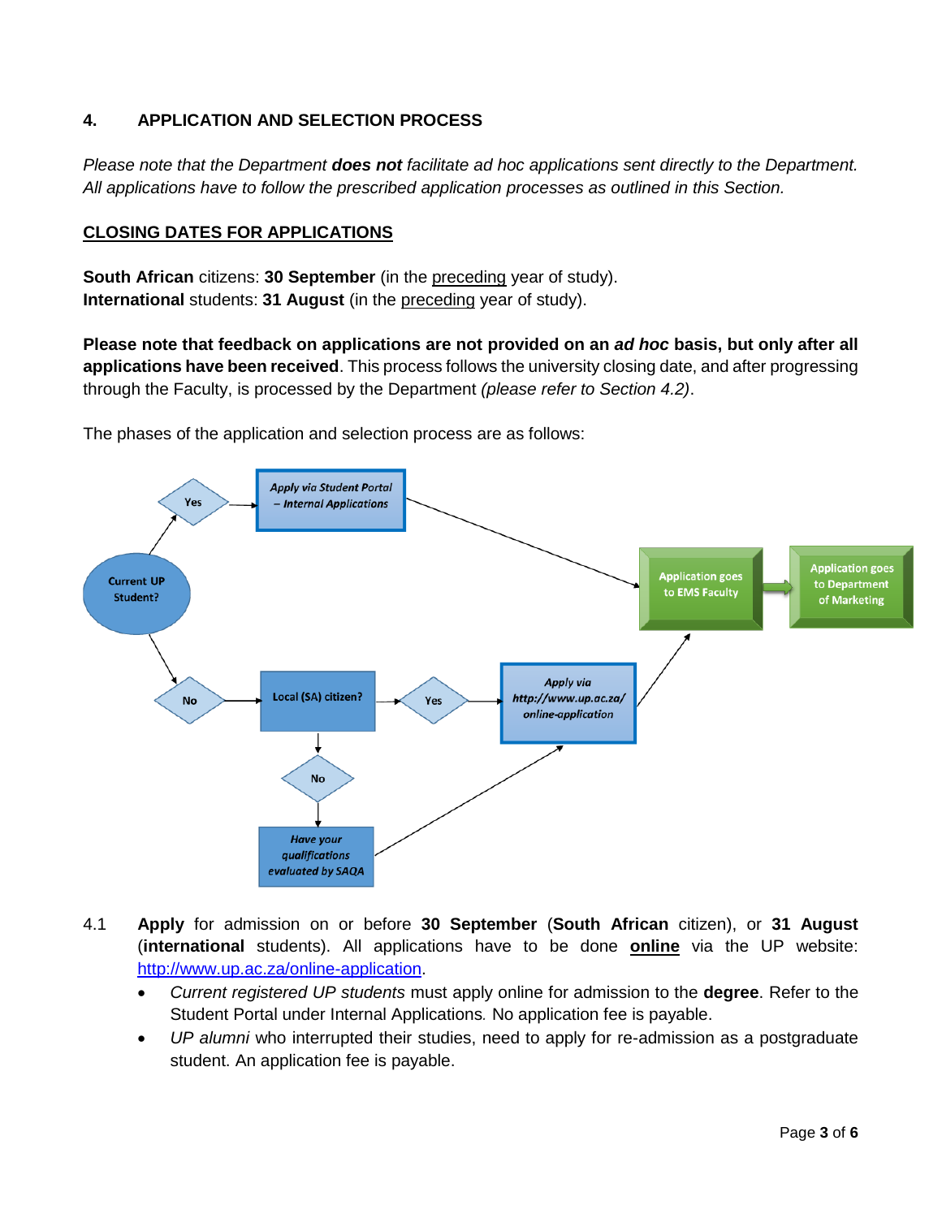## 4. APPLICATION AND SELECTION PROCESS

*Please note that the Department* ***does not*** *facilitate ad hoc applications sent directly to the Department. All applications have to follow the prescribed application processes as outlined in this Section.*

**CLOSING DATES FOR APPLICATIONS**

**South African** citizens: **30 September** (in the preceding year of study).
**International** students: **31 August** (in the preceding year of study).

**Please note that feedback on applications are not provided on an *ad hoc* basis, but only after all applications have been received**. This process follows the university closing date, and after progressing through the Faculty, is processed by the Department *(please refer to Section 4.2)*.

The phases of the application and selection process are as follows:

Current UP Student?
- Yes → *Apply via Student Portal – Internal Applications* → Application goes to EMS Faculty → Application goes to Department of Marketing
- No → Local (SA) citizen?
  - Yes → *Apply via http://www.up.ac.za/online-application* → Application goes to EMS Faculty → Application goes to Department of Marketing
  - No → *Have your qualifications evaluated by SAQA* → *Apply via http://www.up.ac.za/online-application*

4.1 **Apply** for admission on or before **30 September** (**South African** citizen), or **31 August** (**international** students). All applications have to be done **online** via the UP website: http://www.up.ac.za/online-application.

- *Current registered UP students* must apply online for admission to the **degree**. Refer to the Student Portal under Internal Applications. No application fee is payable.
- *UP alumni* who interrupted their studies, need to apply for re-admission as a postgraduate student. An application fee is payable.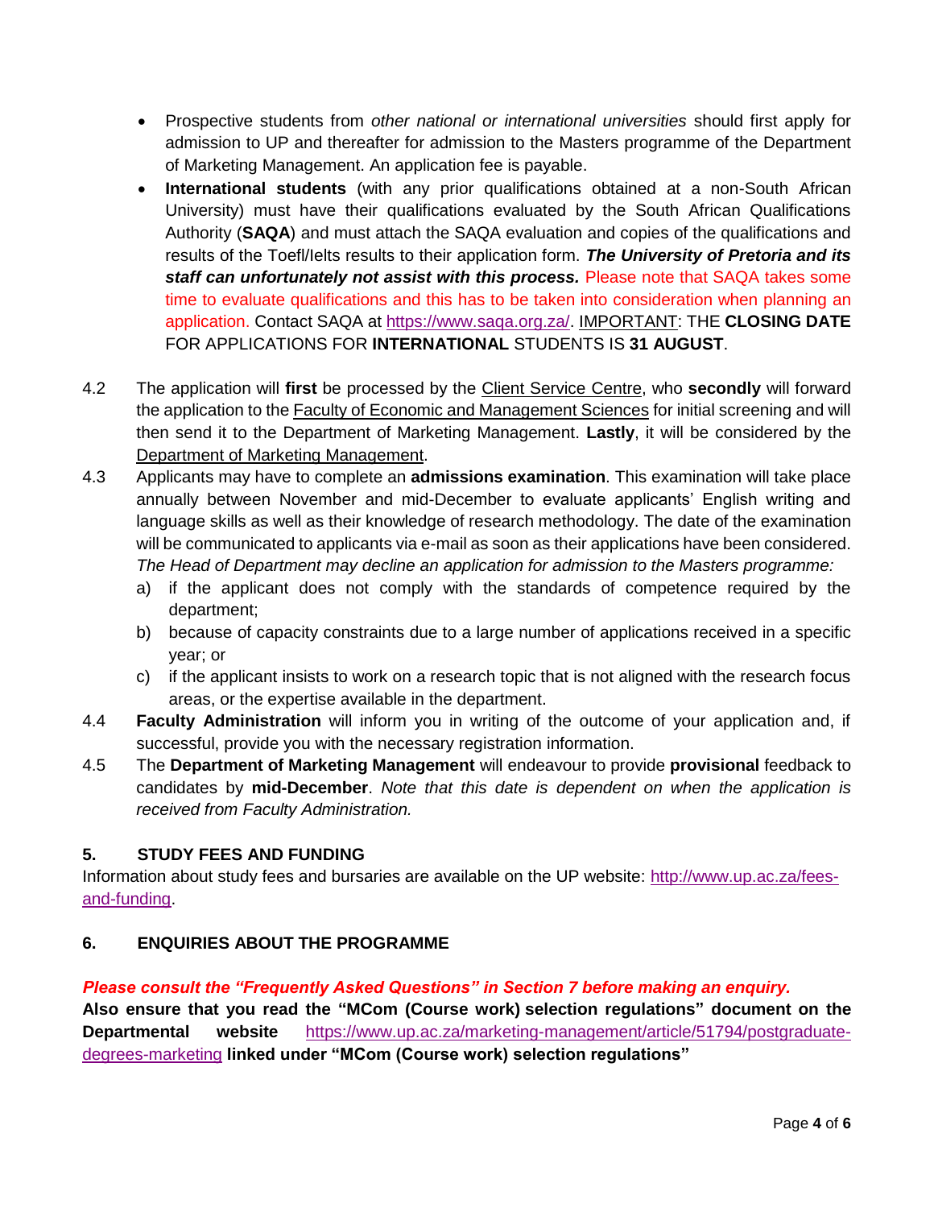- Prospective students from *other national or international universities* should first apply for admission to UP and thereafter for admission to the Masters programme of the Department of Marketing Management. An application fee is payable.
- **International students** (with any prior qualifications obtained at a non-South African University) must have their qualifications evaluated by the South African Qualifications Authority (**SAQA**) and must attach the SAQA evaluation and copies of the qualifications and results of the Toefl/Ielts results to their application form. ***The University of Pretoria and its staff can unfortunately not assist with this process.*** Please note that SAQA takes some time to evaluate qualifications and this has to be taken into consideration when planning an application. Contact SAQA at [https://www.saqa.org.za/](https://www.saqa.org.za/). IMPORTANT: THE **CLOSING DATE** FOR APPLICATIONS FOR **INTERNATIONAL** STUDENTS IS **31 AUGUST**.

4.2 The application will **first** be processed by the Client Service Centre, who **secondly** will forward the application to the Faculty of Economic and Management Sciences for initial screening and will then send it to the Department of Marketing Management. **Lastly**, it will be considered by the Department of Marketing Management.

4.3 Applicants may have to complete an **admissions examination**. This examination will take place annually between November and mid-December to evaluate applicants' English writing and language skills as well as their knowledge of research methodology. The date of the examination will be communicated to applicants via e-mail as soon as their applications have been considered. *The Head of Department may decline an application for admission to the Masters programme:*

a) if the applicant does not comply with the standards of competence required by the department;

b) because of capacity constraints due to a large number of applications received in a specific year; or

c) if the applicant insists to work on a research topic that is not aligned with the research focus areas, or the expertise available in the department.

4.4 **Faculty Administration** will inform you in writing of the outcome of your application and, if successful, provide you with the necessary registration information.

4.5 The **Department of Marketing Management** will endeavour to provide **provisional** feedback to candidates by **mid-December**. *Note that this date is dependent on when the application is received from Faculty Administration.*

## 5. STUDY FEES AND FUNDING

Information about study fees and bursaries are available on the UP website: [http://www.up.ac.za/fees-and-funding](http://www.up.ac.za/fees-and-funding).

## 6. ENQUIRIES ABOUT THE PROGRAMME

***Please consult the "Frequently Asked Questions" in Section 7 before making an enquiry.***

**Also ensure that you read the "MCom (Course work) selection regulations" document on the Departmental website** [https://www.up.ac.za/marketing-management/article/51794/postgraduate-degrees-marketing](https://www.up.ac.za/marketing-management/article/51794/postgraduate-degrees-marketing) **linked under "MCom (Course work) selection regulations"**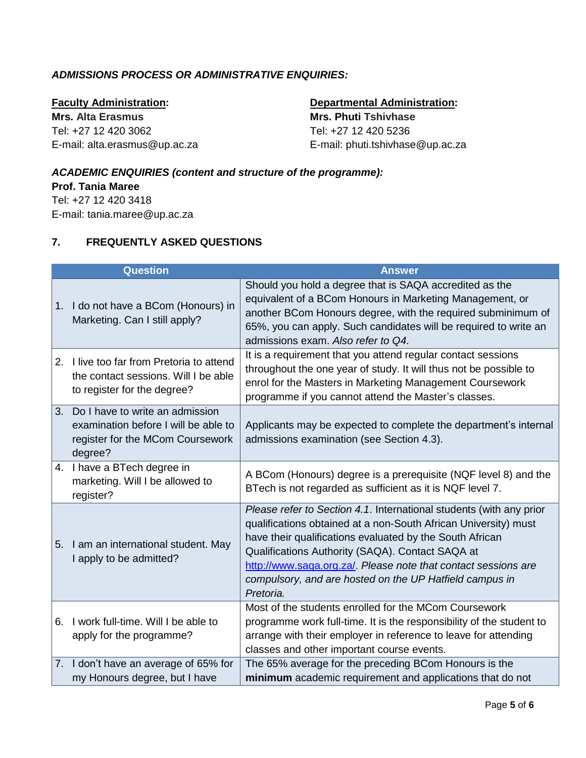***ADMISSIONS PROCESS OR ADMINISTRATIVE ENQUIRIES:***

**Faculty Administration:**
**Mrs. Alta Erasmus**
Tel: +27 12 420 3062
E-mail: alta.erasmus@up.ac.za

**Departmental Administration:**
**Mrs. Phuti Tshivhase**
Tel: +27 12 420 5236
E-mail: phuti.tshivhase@up.ac.za

***ACADEMIC ENQUIRIES (content and structure of the programme):***
**Prof. Tania Maree**
Tel: +27 12 420 3418
E-mail: tania.maree@up.ac.za

## 7. FREQUENTLY ASKED QUESTIONS

| Question | Answer |
|---|---|
| 1. I do not have a BCom (Honours) in Marketing. Can I still apply? | Should you hold a degree that is SAQA accredited as the equivalent of a BCom Honours in Marketing Management, or another BCom Honours degree, with the required subminimum of 65%, you can apply. Such candidates will be required to write an admissions exam. *Also refer to Q4*. |
| 2. I live too far from Pretoria to attend the contact sessions. Will I be able to register for the degree? | It is a requirement that you attend regular contact sessions throughout the one year of study. It will thus not be possible to enrol for the Masters in Marketing Management Coursework programme if you cannot attend the Master's classes. |
| 3. Do I have to write an admission examination before I will be able to register for the MCom Coursework degree? | Applicants may be expected to complete the department's internal admissions examination (see Section 4.3). |
| 4. I have a BTech degree in marketing. Will I be allowed to register? | A BCom (Honours) degree is a prerequisite (NQF level 8) and the BTech is not regarded as sufficient as it is NQF level 7. |
| 5. I am an international student. May I apply to be admitted? | *Please refer to Section 4.1*. International students (with any prior qualifications obtained at a non-South African University) must have their qualifications evaluated by the South African Qualifications Authority (SAQA). Contact SAQA at http://www.saqa.org.za/. *Please note that contact sessions are compulsory, and are hosted on the UP Hatfield campus in Pretoria.* |
| 6. I work full-time. Will I be able to apply for the programme? | Most of the students enrolled for the MCom Coursework programme work full-time. It is the responsibility of the student to arrange with their employer in reference to leave for attending classes and other important course events. |
| 7. I don't have an average of 65% for my Honours degree, but I have | The 65% average for the preceding BCom Honours is the **minimum** academic requirement and applications that do not |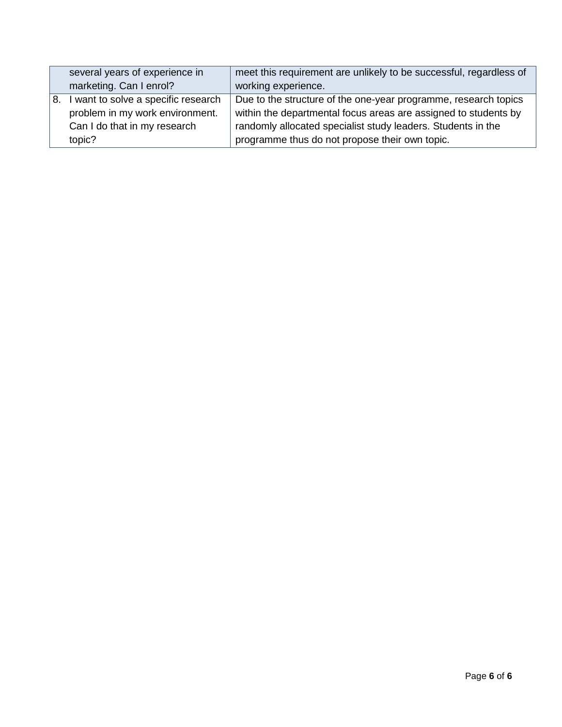| | | |
|---|---|---|
| | several years of experience in marketing. Can I enrol? | meet this requirement are unlikely to be successful, regardless of working experience. |
| 8. | I want to solve a specific research problem in my work environment. Can I do that in my research topic? | Due to the structure of the one-year programme, research topics within the departmental focus areas are assigned to students by randomly allocated specialist study leaders. Students in the programme thus do not propose their own topic. |